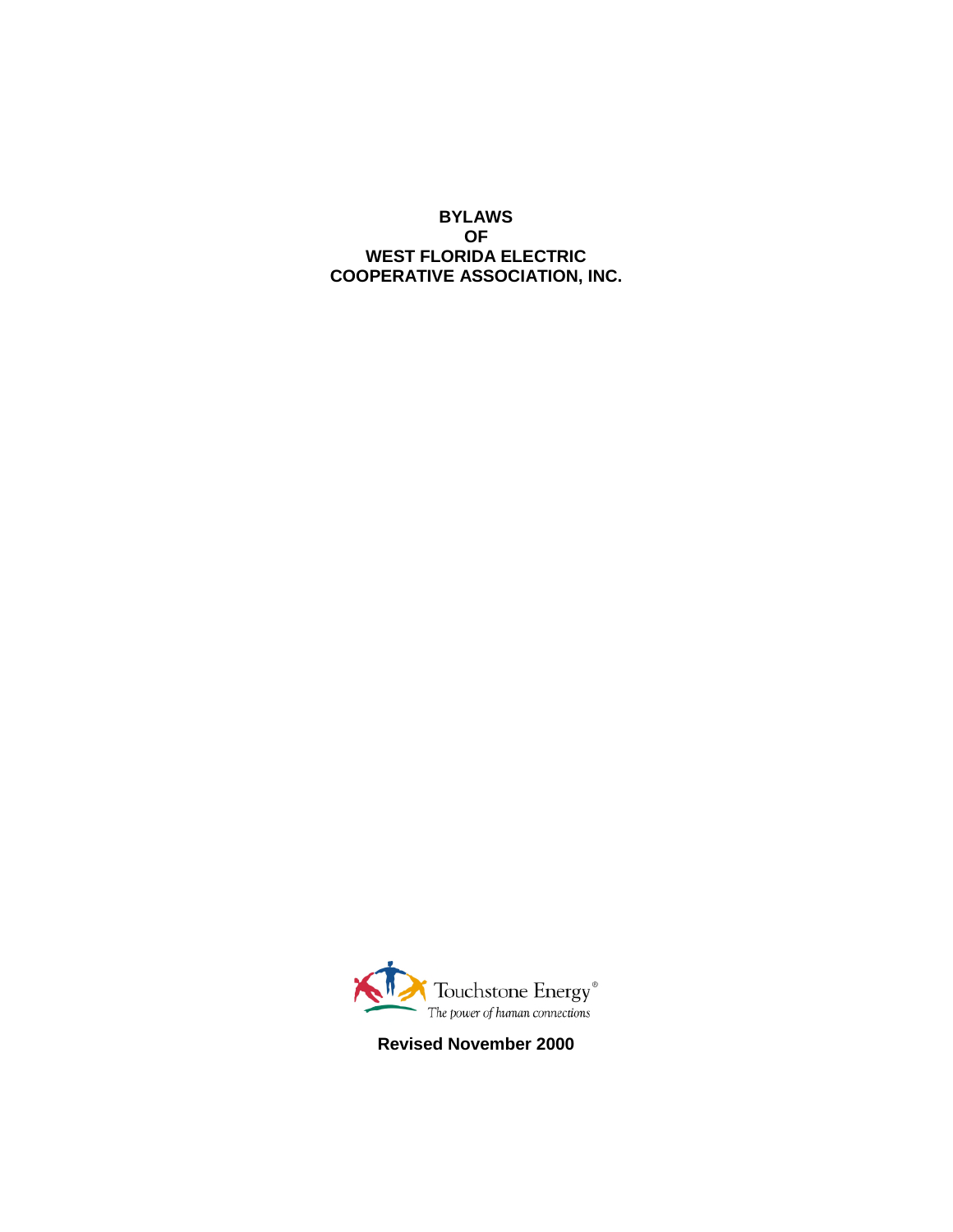# BYLAWS OF WEST FLORIDA ELECTRIC COOPERATIVE ASSOCIATION, INC.

Touchstone Energy®
*The power of human connections*

**Revised November 2000**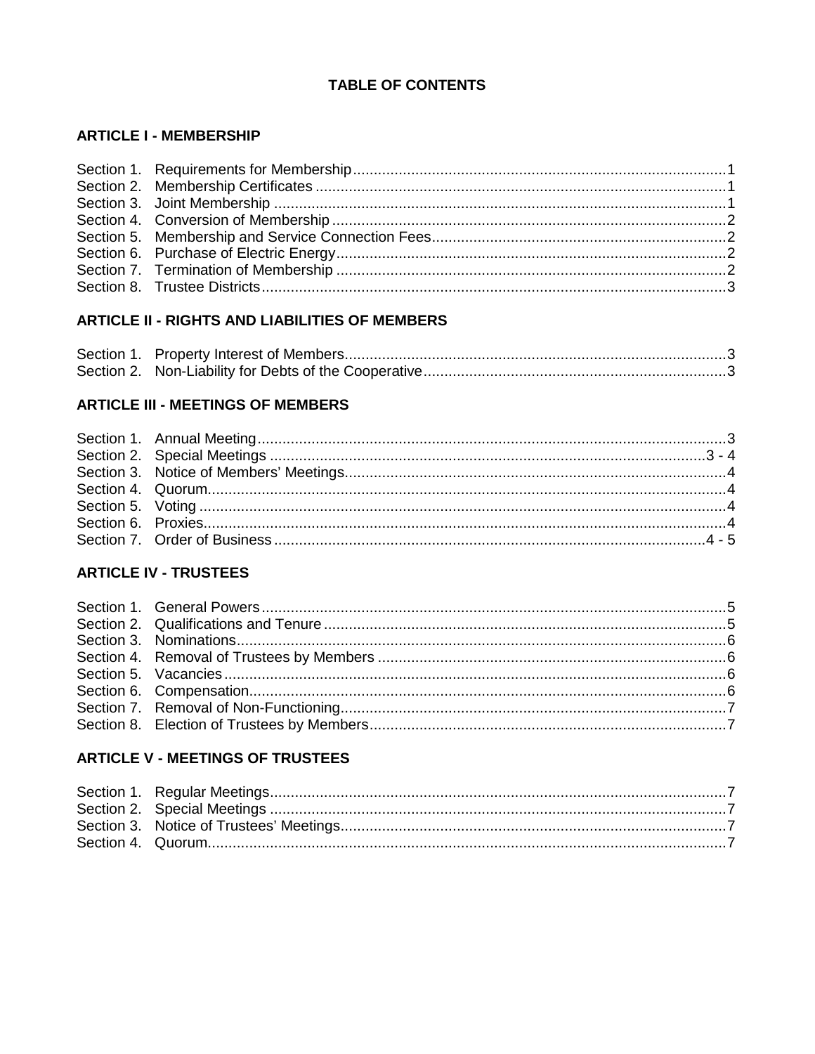# TABLE OF CONTENTS

## ARTICLE I - MEMBERSHIP

Section 1. Requirements for Membership ............................................................ 1
Section 2. Membership Certificates ............................................................ 1
Section 3. Joint Membership ............................................................ 1
Section 4. Conversion of Membership ............................................................ 2
Section 5. Membership and Service Connection Fees ............................................................ 2
Section 6. Purchase of Electric Energy ............................................................ 2
Section 7. Termination of Membership ............................................................ 2
Section 8. Trustee Districts ............................................................ 3

## ARTICLE II - RIGHTS AND LIABILITIES OF MEMBERS

Section 1. Property Interest of Members ............................................................ 3
Section 2. Non-Liability for Debts of the Cooperative ............................................................ 3

## ARTICLE III - MEETINGS OF MEMBERS

Section 1. Annual Meeting ............................................................ 3
Section 2. Special Meetings ............................................................ 3 - 4
Section 3. Notice of Members' Meetings ............................................................ 4
Section 4. Quorum ............................................................ 4
Section 5. Voting ............................................................ 4
Section 6. Proxies ............................................................ 4
Section 7. Order of Business ............................................................ 4 - 5

## ARTICLE IV - TRUSTEES

Section 1. General Powers ............................................................ 5
Section 2. Qualifications and Tenure ............................................................ 5
Section 3. Nominations ............................................................ 6
Section 4. Removal of Trustees by Members ............................................................ 6
Section 5. Vacancies ............................................................ 6
Section 6. Compensation ............................................................ 6
Section 7. Removal of Non-Functioning ............................................................ 7
Section 8. Election of Trustees by Members ............................................................ 7

## ARTICLE V - MEETINGS OF TRUSTEES

Section 1. Regular Meetings ............................................................ 7
Section 2. Special Meetings ............................................................ 7
Section 3. Notice of Trustees' Meetings ............................................................ 7
Section 4. Quorum ............................................................ 7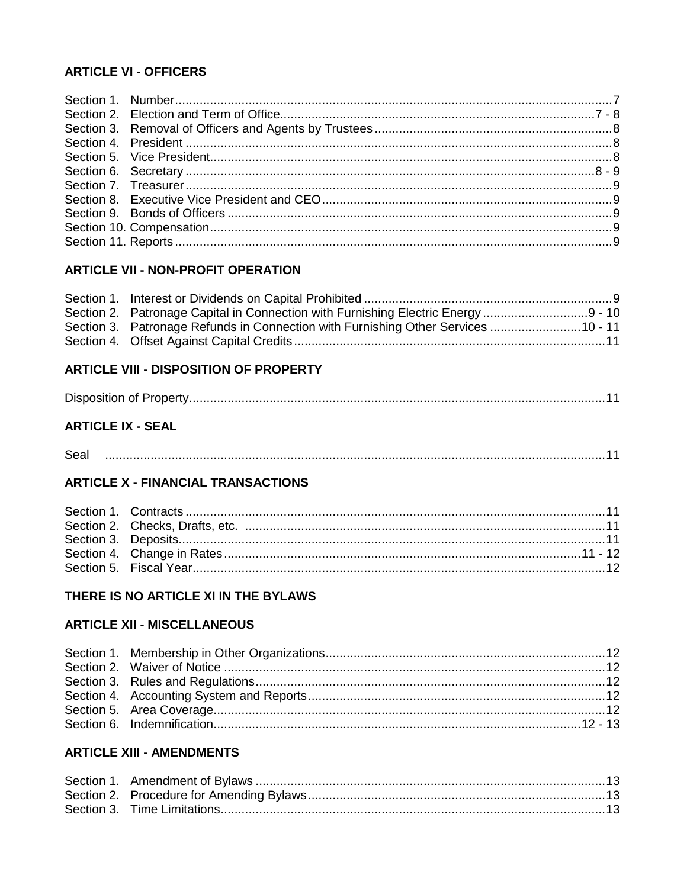### ARTICLE VI - OFFICERS

Section 1. Number ... 7
Section 2. Election and Term of Office ... 7 - 8
Section 3. Removal of Officers and Agents by Trustees ... 8
Section 4. President ... 8
Section 5. Vice President ... 8
Section 6. Secretary ... 8 - 9
Section 7. Treasurer ... 9
Section 8. Executive Vice President and CEO ... 9
Section 9. Bonds of Officers ... 9
Section 10. Compensation ... 9
Section 11. Reports ... 9

### ARTICLE VII - NON-PROFIT OPERATION

Section 1. Interest or Dividends on Capital Prohibited ... 9
Section 2. Patronage Capital in Connection with Furnishing Electric Energy ... 9 - 10
Section 3. Patronage Refunds in Connection with Furnishing Other Services ... 10 - 11
Section 4. Offset Against Capital Credits ... 11

### ARTICLE VIII - DISPOSITION OF PROPERTY

Disposition of Property ... 11

### ARTICLE IX - SEAL

Seal ... 11

### ARTICLE X - FINANCIAL TRANSACTIONS

Section 1. Contracts ... 11
Section 2. Checks, Drafts, etc. ... 11
Section 3. Deposits ... 11
Section 4. Change in Rates ... 11 - 12
Section 5. Fiscal Year ... 12

### THERE IS NO ARTICLE XI IN THE BYLAWS

### ARTICLE XII - MISCELLANEOUS

Section 1. Membership in Other Organizations ... 12
Section 2. Waiver of Notice ... 12
Section 3. Rules and Regulations ... 12
Section 4. Accounting System and Reports ... 12
Section 5. Area Coverage ... 12
Section 6. Indemnification ... 12 - 13

### ARTICLE XIII - AMENDMENTS

Section 1. Amendment of Bylaws ... 13
Section 2. Procedure for Amending Bylaws ... 13
Section 3. Time Limitations ... 13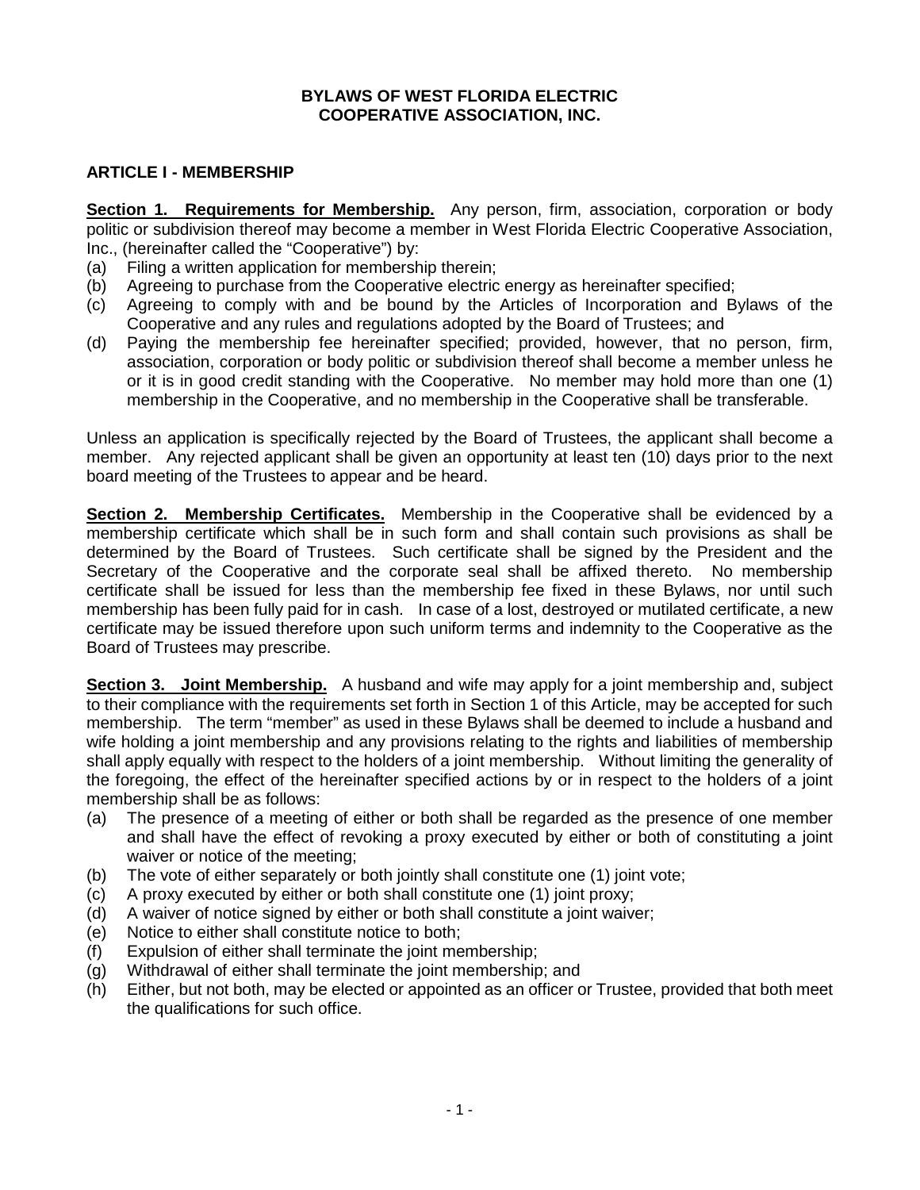# BYLAWS OF WEST FLORIDA ELECTRIC COOPERATIVE ASSOCIATION, INC.

## ARTICLE I - MEMBERSHIP

**Section 1. Requirements for Membership.** Any person, firm, association, corporation or body politic or subdivision thereof may become a member in West Florida Electric Cooperative Association, Inc., (hereinafter called the "Cooperative") by:

(a) Filing a written application for membership therein;
(b) Agreeing to purchase from the Cooperative electric energy as hereinafter specified;
(c) Agreeing to comply with and be bound by the Articles of Incorporation and Bylaws of the Cooperative and any rules and regulations adopted by the Board of Trustees; and
(d) Paying the membership fee hereinafter specified; provided, however, that no person, firm, association, corporation or body politic or subdivision thereof shall become a member unless he or it is in good credit standing with the Cooperative. No member may hold more than one (1) membership in the Cooperative, and no membership in the Cooperative shall be transferable.

Unless an application is specifically rejected by the Board of Trustees, the applicant shall become a member. Any rejected applicant shall be given an opportunity at least ten (10) days prior to the next board meeting of the Trustees to appear and be heard.

**Section 2. Membership Certificates.** Membership in the Cooperative shall be evidenced by a membership certificate which shall be in such form and shall contain such provisions as shall be determined by the Board of Trustees. Such certificate shall be signed by the President and the Secretary of the Cooperative and the corporate seal shall be affixed thereto. No membership certificate shall be issued for less than the membership fee fixed in these Bylaws, nor until such membership has been fully paid for in cash. In case of a lost, destroyed or mutilated certificate, a new certificate may be issued therefore upon such uniform terms and indemnity to the Cooperative as the Board of Trustees may prescribe.

**Section 3. Joint Membership.** A husband and wife may apply for a joint membership and, subject to their compliance with the requirements set forth in Section 1 of this Article, may be accepted for such membership. The term "member" as used in these Bylaws shall be deemed to include a husband and wife holding a joint membership and any provisions relating to the rights and liabilities of membership shall apply equally with respect to the holders of a joint membership. Without limiting the generality of the foregoing, the effect of the hereinafter specified actions by or in respect to the holders of a joint membership shall be as follows:

(a) The presence of a meeting of either or both shall be regarded as the presence of one member and shall have the effect of revoking a proxy executed by either or both of constituting a joint waiver or notice of the meeting;
(b) The vote of either separately or both jointly shall constitute one (1) joint vote;
(c) A proxy executed by either or both shall constitute one (1) joint proxy;
(d) A waiver of notice signed by either or both shall constitute a joint waiver;
(e) Notice to either shall constitute notice to both;
(f) Expulsion of either shall terminate the joint membership;
(g) Withdrawal of either shall terminate the joint membership; and
(h) Either, but not both, may be elected or appointed as an officer or Trustee, provided that both meet the qualifications for such office.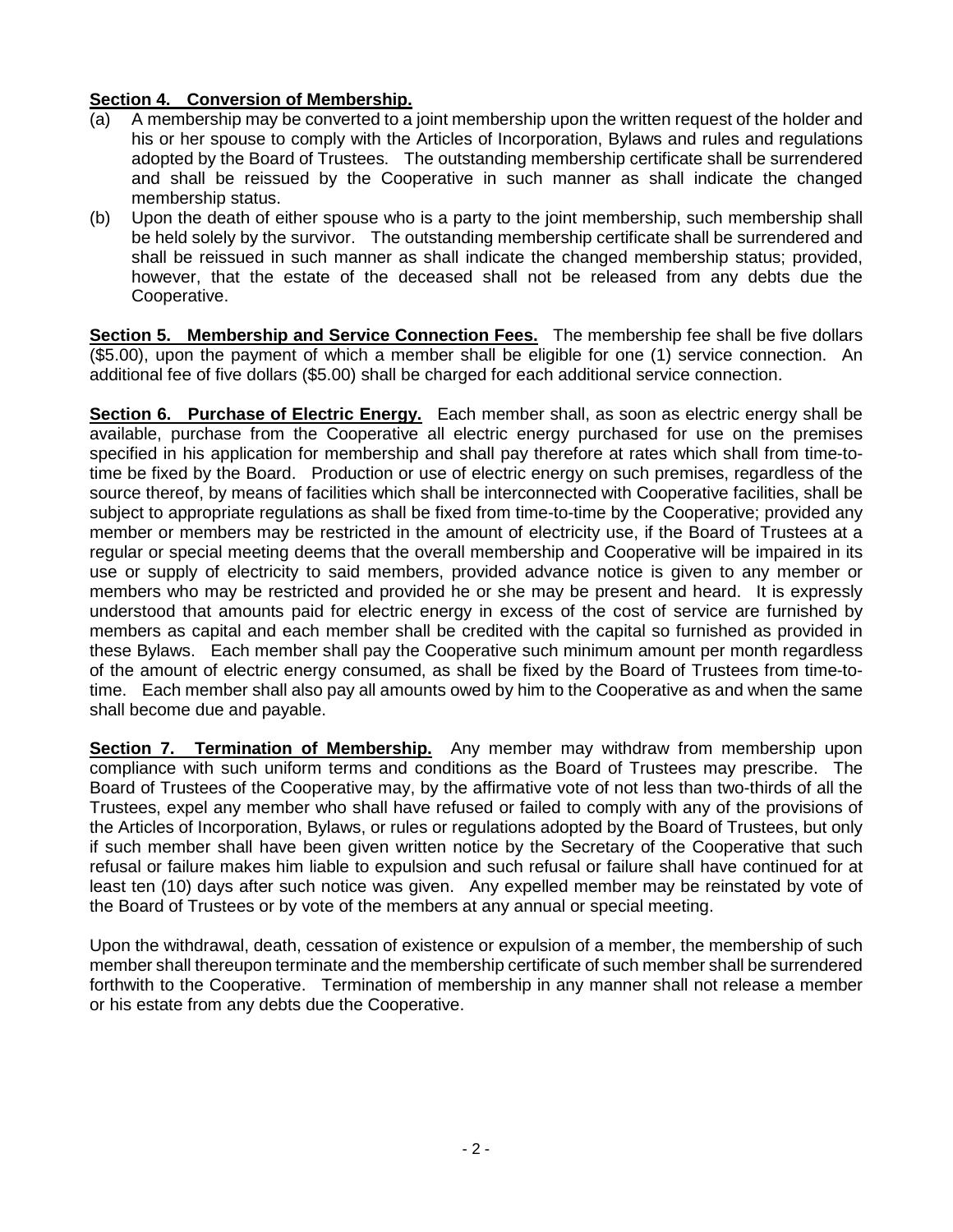**Section 4. Conversion of Membership.**

(a) A membership may be converted to a joint membership upon the written request of the holder and his or her spouse to comply with the Articles of Incorporation, Bylaws and rules and regulations adopted by the Board of Trustees. The outstanding membership certificate shall be surrendered and shall be reissued by the Cooperative in such manner as shall indicate the changed membership status.

(b) Upon the death of either spouse who is a party to the joint membership, such membership shall be held solely by the survivor. The outstanding membership certificate shall be surrendered and shall be reissued in such manner as shall indicate the changed membership status; provided, however, that the estate of the deceased shall not be released from any debts due the Cooperative.

**Section 5. Membership and Service Connection Fees.** The membership fee shall be five dollars ($5.00), upon the payment of which a member shall be eligible for one (1) service connection. An additional fee of five dollars ($5.00) shall be charged for each additional service connection.

**Section 6. Purchase of Electric Energy.** Each member shall, as soon as electric energy shall be available, purchase from the Cooperative all electric energy purchased for use on the premises specified in his application for membership and shall pay therefore at rates which shall from time-to-time be fixed by the Board. Production or use of electric energy on such premises, regardless of the source thereof, by means of facilities which shall be interconnected with Cooperative facilities, shall be subject to appropriate regulations as shall be fixed from time-to-time by the Cooperative; provided any member or members may be restricted in the amount of electricity use, if the Board of Trustees at a regular or special meeting deems that the overall membership and Cooperative will be impaired in its use or supply of electricity to said members, provided advance notice is given to any member or members who may be restricted and provided he or she may be present and heard. It is expressly understood that amounts paid for electric energy in excess of the cost of service are furnished by members as capital and each member shall be credited with the capital so furnished as provided in these Bylaws. Each member shall pay the Cooperative such minimum amount per month regardless of the amount of electric energy consumed, as shall be fixed by the Board of Trustees from time-to-time. Each member shall also pay all amounts owed by him to the Cooperative as and when the same shall become due and payable.

**Section 7. Termination of Membership.** Any member may withdraw from membership upon compliance with such uniform terms and conditions as the Board of Trustees may prescribe. The Board of Trustees of the Cooperative may, by the affirmative vote of not less than two-thirds of all the Trustees, expel any member who shall have refused or failed to comply with any of the provisions of the Articles of Incorporation, Bylaws, or rules or regulations adopted by the Board of Trustees, but only if such member shall have been given written notice by the Secretary of the Cooperative that such refusal or failure makes him liable to expulsion and such refusal or failure shall have continued for at least ten (10) days after such notice was given. Any expelled member may be reinstated by vote of the Board of Trustees or by vote of the members at any annual or special meeting.

Upon the withdrawal, death, cessation of existence or expulsion of a member, the membership of such member shall thereupon terminate and the membership certificate of such member shall be surrendered forthwith to the Cooperative. Termination of membership in any manner shall not release a member or his estate from any debts due the Cooperative.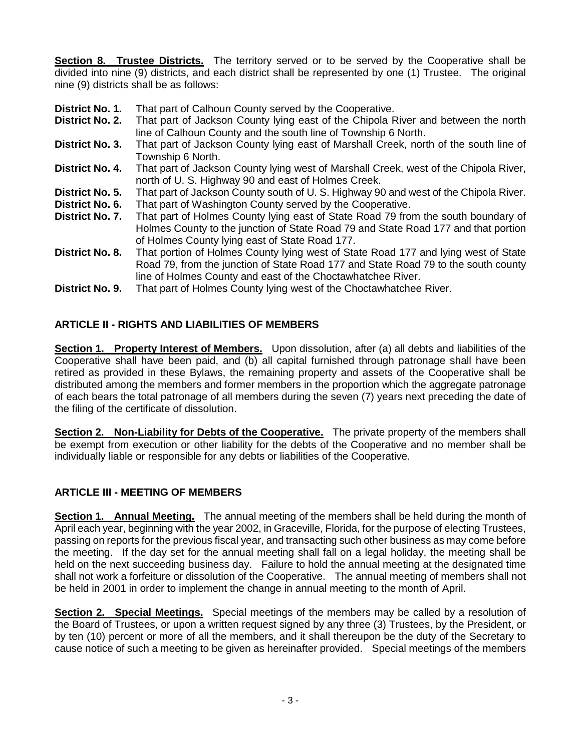**Section 8. Trustee Districts.** The territory served or to be served by the Cooperative shall be divided into nine (9) districts, and each district shall be represented by one (1) Trustee. The original nine (9) districts shall be as follows:

**District No. 1.** That part of Calhoun County served by the Cooperative.

**District No. 2.** That part of Jackson County lying east of the Chipola River and between the north line of Calhoun County and the south line of Township 6 North.

**District No. 3.** That part of Jackson County lying east of Marshall Creek, north of the south line of Township 6 North.

**District No. 4.** That part of Jackson County lying west of Marshall Creek, west of the Chipola River, north of U. S. Highway 90 and east of Holmes Creek.

**District No. 5.** That part of Jackson County south of U. S. Highway 90 and west of the Chipola River.

**District No. 6.** That part of Washington County served by the Cooperative.

**District No. 7.** That part of Holmes County lying east of State Road 79 from the south boundary of Holmes County to the junction of State Road 79 and State Road 177 and that portion of Holmes County lying east of State Road 177.

**District No. 8.** That portion of Holmes County lying west of State Road 177 and lying west of State Road 79, from the junction of State Road 177 and State Road 79 to the south county line of Holmes County and east of the Choctawhatchee River.

**District No. 9.** That part of Holmes County lying west of the Choctawhatchee River.

## ARTICLE II - RIGHTS AND LIABILITIES OF MEMBERS

**Section 1. Property Interest of Members.** Upon dissolution, after (a) all debts and liabilities of the Cooperative shall have been paid, and (b) all capital furnished through patronage shall have been retired as provided in these Bylaws, the remaining property and assets of the Cooperative shall be distributed among the members and former members in the proportion which the aggregate patronage of each bears the total patronage of all members during the seven (7) years next preceding the date of the filing of the certificate of dissolution.

**Section 2. Non-Liability for Debts of the Cooperative.** The private property of the members shall be exempt from execution or other liability for the debts of the Cooperative and no member shall be individually liable or responsible for any debts or liabilities of the Cooperative.

## ARTICLE III - MEETING OF MEMBERS

**Section 1. Annual Meeting.** The annual meeting of the members shall be held during the month of April each year, beginning with the year 2002, in Graceville, Florida, for the purpose of electing Trustees, passing on reports for the previous fiscal year, and transacting such other business as may come before the meeting. If the day set for the annual meeting shall fall on a legal holiday, the meeting shall be held on the next succeeding business day. Failure to hold the annual meeting at the designated time shall not work a forfeiture or dissolution of the Cooperative. The annual meeting of members shall not be held in 2001 in order to implement the change in annual meeting to the month of April.

**Section 2. Special Meetings.** Special meetings of the members may be called by a resolution of the Board of Trustees, or upon a written request signed by any three (3) Trustees, by the President, or by ten (10) percent or more of all the members, and it shall thereupon be the duty of the Secretary to cause notice of such a meeting to be given as hereinafter provided. Special meetings of the members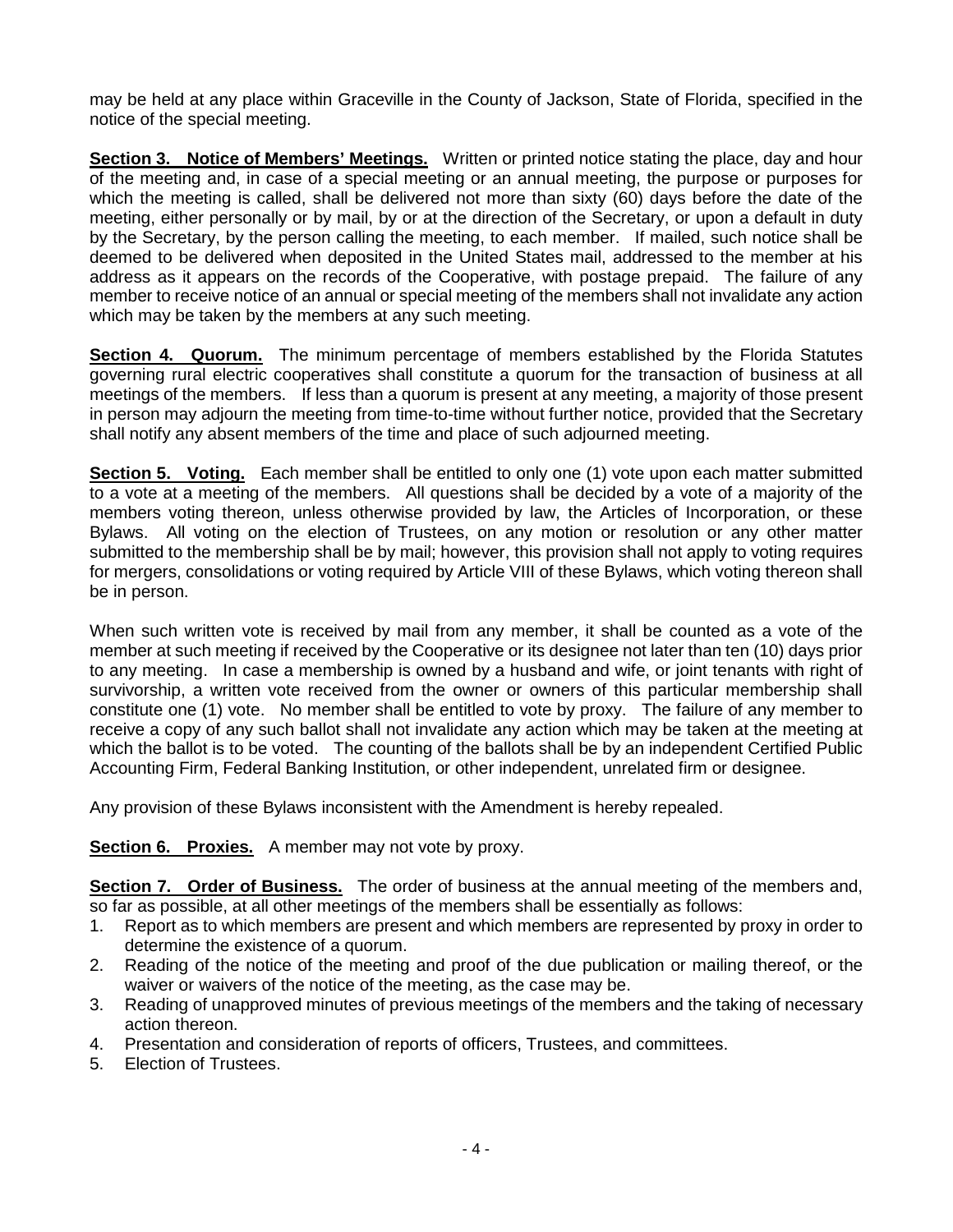may be held at any place within Graceville in the County of Jackson, State of Florida, specified in the notice of the special meeting.

**Section 3. Notice of Members' Meetings.** Written or printed notice stating the place, day and hour of the meeting and, in case of a special meeting or an annual meeting, the purpose or purposes for which the meeting is called, shall be delivered not more than sixty (60) days before the date of the meeting, either personally or by mail, by or at the direction of the Secretary, or upon a default in duty by the Secretary, by the person calling the meeting, to each member. If mailed, such notice shall be deemed to be delivered when deposited in the United States mail, addressed to the member at his address as it appears on the records of the Cooperative, with postage prepaid. The failure of any member to receive notice of an annual or special meeting of the members shall not invalidate any action which may be taken by the members at any such meeting.

**Section 4. Quorum.** The minimum percentage of members established by the Florida Statutes governing rural electric cooperatives shall constitute a quorum for the transaction of business at all meetings of the members. If less than a quorum is present at any meeting, a majority of those present in person may adjourn the meeting from time-to-time without further notice, provided that the Secretary shall notify any absent members of the time and place of such adjourned meeting.

**Section 5. Voting.** Each member shall be entitled to only one (1) vote upon each matter submitted to a vote at a meeting of the members. All questions shall be decided by a vote of a majority of the members voting thereon, unless otherwise provided by law, the Articles of Incorporation, or these Bylaws. All voting on the election of Trustees, on any motion or resolution or any other matter submitted to the membership shall be by mail; however, this provision shall not apply to voting requires for mergers, consolidations or voting required by Article VIII of these Bylaws, which voting thereon shall be in person.

When such written vote is received by mail from any member, it shall be counted as a vote of the member at such meeting if received by the Cooperative or its designee not later than ten (10) days prior to any meeting. In case a membership is owned by a husband and wife, or joint tenants with right of survivorship, a written vote received from the owner or owners of this particular membership shall constitute one (1) vote. No member shall be entitled to vote by proxy. The failure of any member to receive a copy of any such ballot shall not invalidate any action which may be taken at the meeting at which the ballot is to be voted. The counting of the ballots shall be by an independent Certified Public Accounting Firm, Federal Banking Institution, or other independent, unrelated firm or designee.

Any provision of these Bylaws inconsistent with the Amendment is hereby repealed.

**Section 6. Proxies.** A member may not vote by proxy.

**Section 7. Order of Business.** The order of business at the annual meeting of the members and, so far as possible, at all other meetings of the members shall be essentially as follows:

1. Report as to which members are present and which members are represented by proxy in order to determine the existence of a quorum.
2. Reading of the notice of the meeting and proof of the due publication or mailing thereof, or the waiver or waivers of the notice of the meeting, as the case may be.
3. Reading of unapproved minutes of previous meetings of the members and the taking of necessary action thereon.
4. Presentation and consideration of reports of officers, Trustees, and committees.
5. Election of Trustees.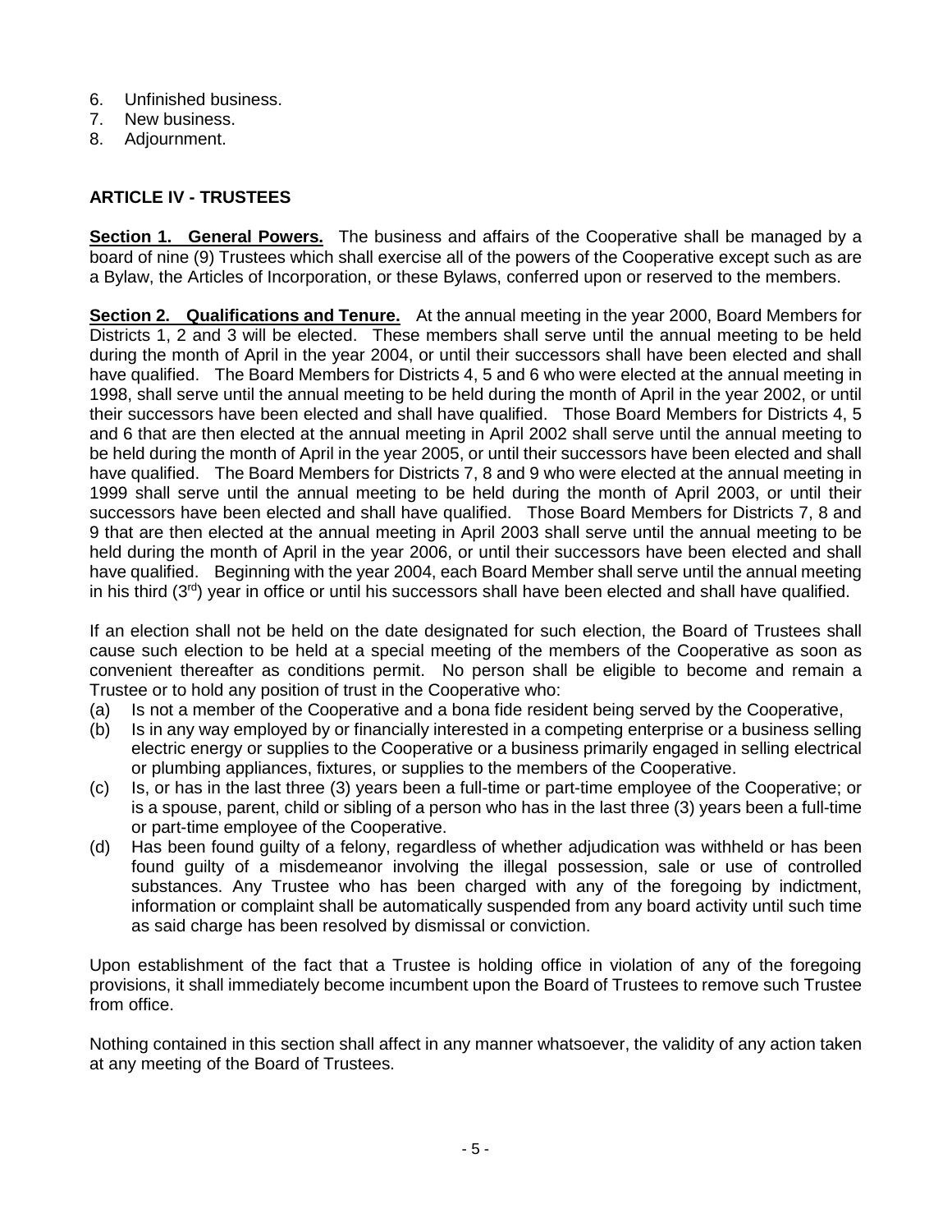6. Unfinished business.
7. New business.
8. Adjournment.

## ARTICLE IV - TRUSTEES

**Section 1. General Powers.** The business and affairs of the Cooperative shall be managed by a board of nine (9) Trustees which shall exercise all of the powers of the Cooperative except such as are a Bylaw, the Articles of Incorporation, or these Bylaws, conferred upon or reserved to the members.

**Section 2. Qualifications and Tenure.** At the annual meeting in the year 2000, Board Members for Districts 1, 2 and 3 will be elected. These members shall serve until the annual meeting to be held during the month of April in the year 2004, or until their successors shall have been elected and shall have qualified. The Board Members for Districts 4, 5 and 6 who were elected at the annual meeting in 1998, shall serve until the annual meeting to be held during the month of April in the year 2002, or until their successors have been elected and shall have qualified. Those Board Members for Districts 4, 5 and 6 that are then elected at the annual meeting in April 2002 shall serve until the annual meeting to be held during the month of April in the year 2005, or until their successors have been elected and shall have qualified. The Board Members for Districts 7, 8 and 9 who were elected at the annual meeting in 1999 shall serve until the annual meeting to be held during the month of April 2003, or until their successors have been elected and shall have qualified. Those Board Members for Districts 7, 8 and 9 that are then elected at the annual meeting in April 2003 shall serve until the annual meeting to be held during the month of April in the year 2006, or until their successors have been elected and shall have qualified. Beginning with the year 2004, each Board Member shall serve until the annual meeting in his third (3rd) year in office or until his successors shall have been elected and shall have qualified.

If an election shall not be held on the date designated for such election, the Board of Trustees shall cause such election to be held at a special meeting of the members of the Cooperative as soon as convenient thereafter as conditions permit. No person shall be eligible to become and remain a Trustee or to hold any position of trust in the Cooperative who:

(a) Is not a member of the Cooperative and a bona fide resident being served by the Cooperative,
(b) Is in any way employed by or financially interested in a competing enterprise or a business selling electric energy or supplies to the Cooperative or a business primarily engaged in selling electrical or plumbing appliances, fixtures, or supplies to the members of the Cooperative.
(c) Is, or has in the last three (3) years been a full-time or part-time employee of the Cooperative; or is a spouse, parent, child or sibling of a person who has in the last three (3) years been a full-time or part-time employee of the Cooperative.
(d) Has been found guilty of a felony, regardless of whether adjudication was withheld or has been found guilty of a misdemeanor involving the illegal possession, sale or use of controlled substances. Any Trustee who has been charged with any of the foregoing by indictment, information or complaint shall be automatically suspended from any board activity until such time as said charge has been resolved by dismissal or conviction.

Upon establishment of the fact that a Trustee is holding office in violation of any of the foregoing provisions, it shall immediately become incumbent upon the Board of Trustees to remove such Trustee from office.

Nothing contained in this section shall affect in any manner whatsoever, the validity of any action taken at any meeting of the Board of Trustees.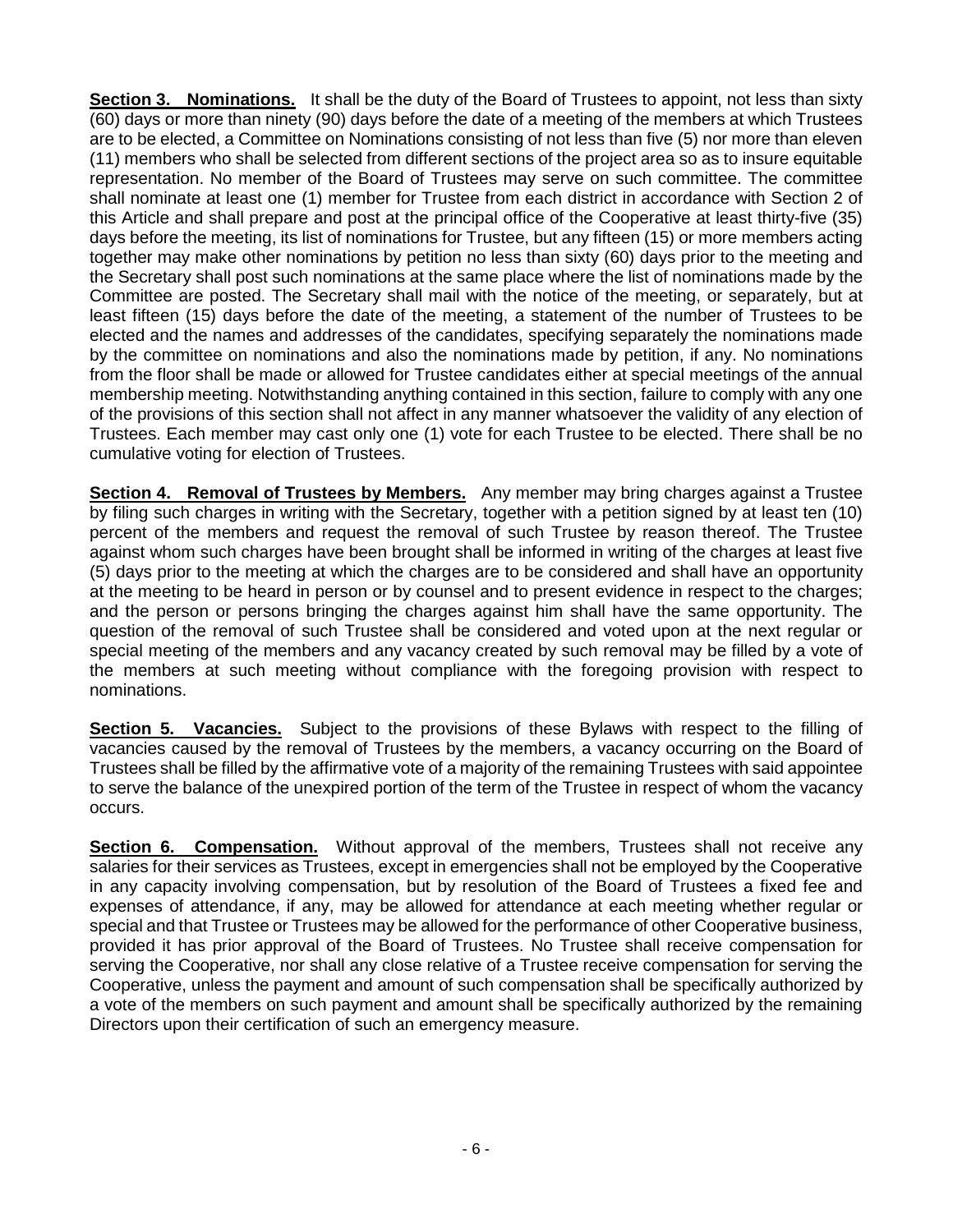**Section 3. Nominations.** It shall be the duty of the Board of Trustees to appoint, not less than sixty (60) days or more than ninety (90) days before the date of a meeting of the members at which Trustees are to be elected, a Committee on Nominations consisting of not less than five (5) nor more than eleven (11) members who shall be selected from different sections of the project area so as to insure equitable representation. No member of the Board of Trustees may serve on such committee. The committee shall nominate at least one (1) member for Trustee from each district in accordance with Section 2 of this Article and shall prepare and post at the principal office of the Cooperative at least thirty-five (35) days before the meeting, its list of nominations for Trustee, but any fifteen (15) or more members acting together may make other nominations by petition no less than sixty (60) days prior to the meeting and the Secretary shall post such nominations at the same place where the list of nominations made by the Committee are posted. The Secretary shall mail with the notice of the meeting, or separately, but at least fifteen (15) days before the date of the meeting, a statement of the number of Trustees to be elected and the names and addresses of the candidates, specifying separately the nominations made by the committee on nominations and also the nominations made by petition, if any. No nominations from the floor shall be made or allowed for Trustee candidates either at special meetings of the annual membership meeting. Notwithstanding anything contained in this section, failure to comply with any one of the provisions of this section shall not affect in any manner whatsoever the validity of any election of Trustees. Each member may cast only one (1) vote for each Trustee to be elected. There shall be no cumulative voting for election of Trustees.

**Section 4. Removal of Trustees by Members.** Any member may bring charges against a Trustee by filing such charges in writing with the Secretary, together with a petition signed by at least ten (10) percent of the members and request the removal of such Trustee by reason thereof. The Trustee against whom such charges have been brought shall be informed in writing of the charges at least five (5) days prior to the meeting at which the charges are to be considered and shall have an opportunity at the meeting to be heard in person or by counsel and to present evidence in respect to the charges; and the person or persons bringing the charges against him shall have the same opportunity. The question of the removal of such Trustee shall be considered and voted upon at the next regular or special meeting of the members and any vacancy created by such removal may be filled by a vote of the members at such meeting without compliance with the foregoing provision with respect to nominations.

**Section 5. Vacancies.** Subject to the provisions of these Bylaws with respect to the filling of vacancies caused by the removal of Trustees by the members, a vacancy occurring on the Board of Trustees shall be filled by the affirmative vote of a majority of the remaining Trustees with said appointee to serve the balance of the unexpired portion of the term of the Trustee in respect of whom the vacancy occurs.

**Section 6. Compensation.** Without approval of the members, Trustees shall not receive any salaries for their services as Trustees, except in emergencies shall not be employed by the Cooperative in any capacity involving compensation, but by resolution of the Board of Trustees a fixed fee and expenses of attendance, if any, may be allowed for attendance at each meeting whether regular or special and that Trustee or Trustees may be allowed for the performance of other Cooperative business, provided it has prior approval of the Board of Trustees. No Trustee shall receive compensation for serving the Cooperative, nor shall any close relative of a Trustee receive compensation for serving the Cooperative, unless the payment and amount of such compensation shall be specifically authorized by a vote of the members on such payment and amount shall be specifically authorized by the remaining Directors upon their certification of such an emergency measure.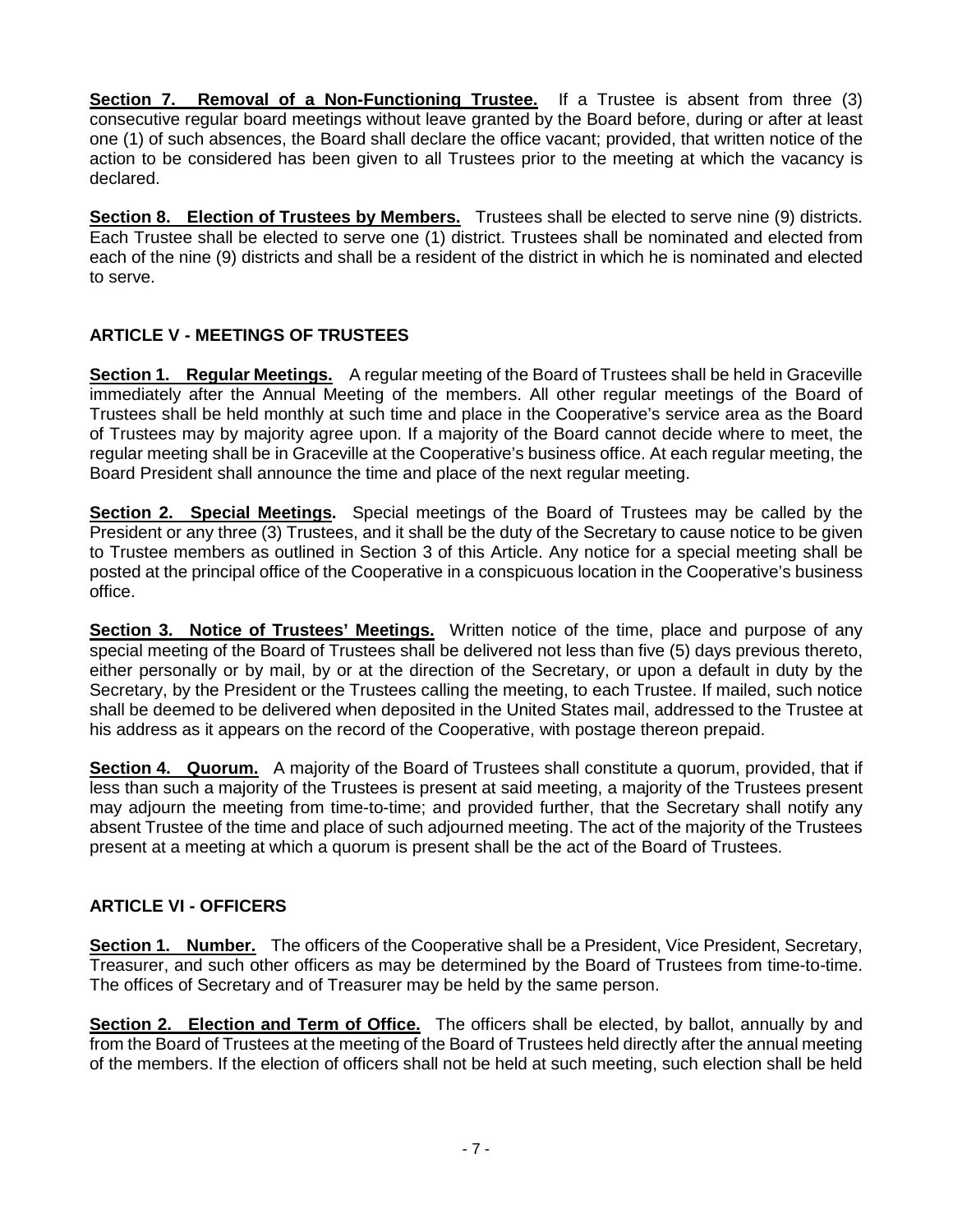**Section 7. Removal of a Non-Functioning Trustee.** If a Trustee is absent from three (3) consecutive regular board meetings without leave granted by the Board before, during or after at least one (1) of such absences, the Board shall declare the office vacant; provided, that written notice of the action to be considered has been given to all Trustees prior to the meeting at which the vacancy is declared.

**Section 8. Election of Trustees by Members.** Trustees shall be elected to serve nine (9) districts. Each Trustee shall be elected to serve one (1) district. Trustees shall be nominated and elected from each of the nine (9) districts and shall be a resident of the district in which he is nominated and elected to serve.

## ARTICLE V - MEETINGS OF TRUSTEES

**Section 1. Regular Meetings.** A regular meeting of the Board of Trustees shall be held in Graceville immediately after the Annual Meeting of the members. All other regular meetings of the Board of Trustees shall be held monthly at such time and place in the Cooperative's service area as the Board of Trustees may by majority agree upon. If a majority of the Board cannot decide where to meet, the regular meeting shall be in Graceville at the Cooperative's business office. At each regular meeting, the Board President shall announce the time and place of the next regular meeting.

**Section 2. Special Meetings.** Special meetings of the Board of Trustees may be called by the President or any three (3) Trustees, and it shall be the duty of the Secretary to cause notice to be given to Trustee members as outlined in Section 3 of this Article. Any notice for a special meeting shall be posted at the principal office of the Cooperative in a conspicuous location in the Cooperative's business office.

**Section 3. Notice of Trustees' Meetings.** Written notice of the time, place and purpose of any special meeting of the Board of Trustees shall be delivered not less than five (5) days previous thereto, either personally or by mail, by or at the direction of the Secretary, or upon a default in duty by the Secretary, by the President or the Trustees calling the meeting, to each Trustee. If mailed, such notice shall be deemed to be delivered when deposited in the United States mail, addressed to the Trustee at his address as it appears on the record of the Cooperative, with postage thereon prepaid.

**Section 4. Quorum.** A majority of the Board of Trustees shall constitute a quorum, provided, that if less than such a majority of the Trustees is present at said meeting, a majority of the Trustees present may adjourn the meeting from time-to-time; and provided further, that the Secretary shall notify any absent Trustee of the time and place of such adjourned meeting. The act of the majority of the Trustees present at a meeting at which a quorum is present shall be the act of the Board of Trustees.

## ARTICLE VI - OFFICERS

**Section 1. Number.** The officers of the Cooperative shall be a President, Vice President, Secretary, Treasurer, and such other officers as may be determined by the Board of Trustees from time-to-time. The offices of Secretary and of Treasurer may be held by the same person.

**Section 2. Election and Term of Office.** The officers shall be elected, by ballot, annually by and from the Board of Trustees at the meeting of the Board of Trustees held directly after the annual meeting of the members. If the election of officers shall not be held at such meeting, such election shall be held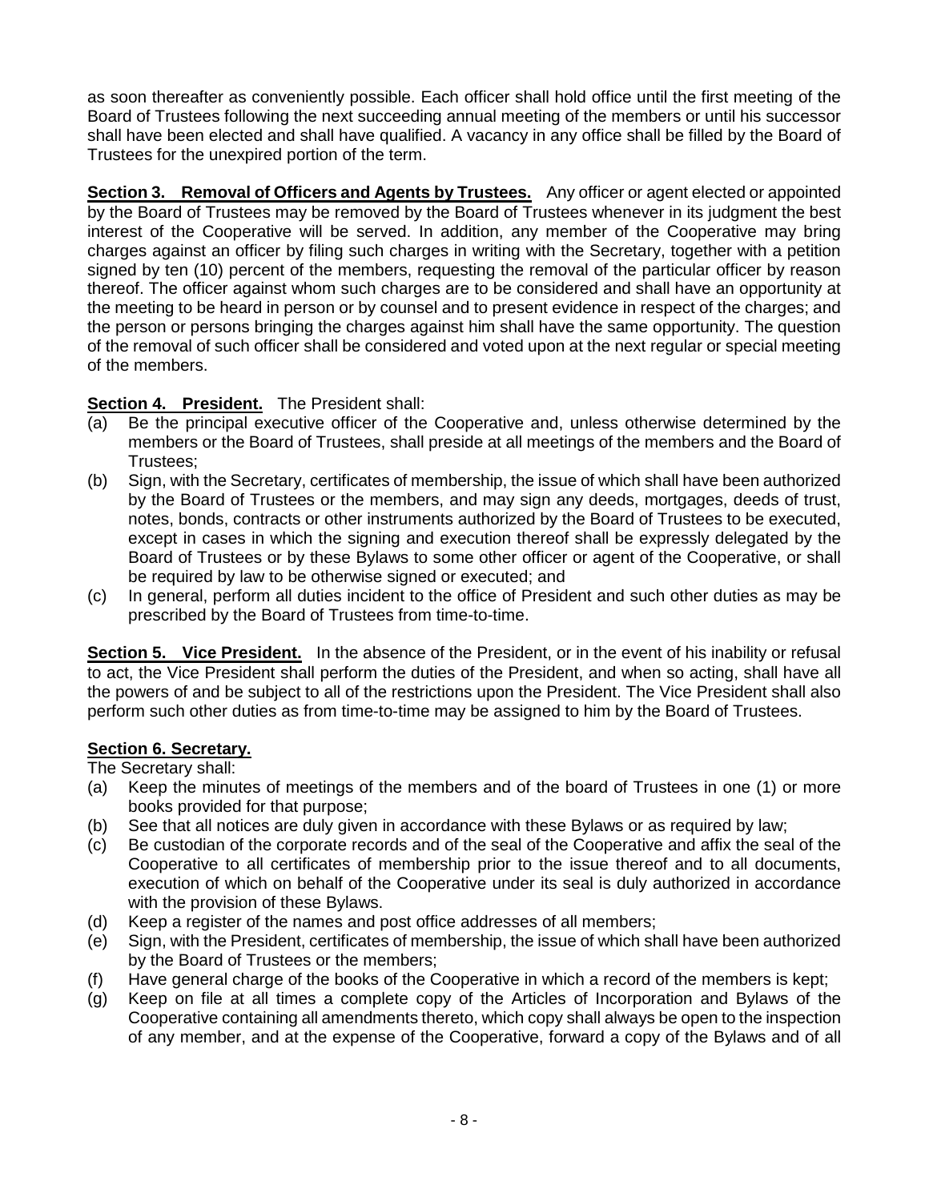as soon thereafter as conveniently possible. Each officer shall hold office until the first meeting of the Board of Trustees following the next succeeding annual meeting of the members or until his successor shall have been elected and shall have qualified. A vacancy in any office shall be filled by the Board of Trustees for the unexpired portion of the term.

**Section 3. Removal of Officers and Agents by Trustees.** Any officer or agent elected or appointed by the Board of Trustees may be removed by the Board of Trustees whenever in its judgment the best interest of the Cooperative will be served. In addition, any member of the Cooperative may bring charges against an officer by filing such charges in writing with the Secretary, together with a petition signed by ten (10) percent of the members, requesting the removal of the particular officer by reason thereof. The officer against whom such charges are to be considered and shall have an opportunity at the meeting to be heard in person or by counsel and to present evidence in respect of the charges; and the person or persons bringing the charges against him shall have the same opportunity. The question of the removal of such officer shall be considered and voted upon at the next regular or special meeting of the members.

**Section 4. President.** The President shall:

(a) Be the principal executive officer of the Cooperative and, unless otherwise determined by the members or the Board of Trustees, shall preside at all meetings of the members and the Board of Trustees;

(b) Sign, with the Secretary, certificates of membership, the issue of which shall have been authorized by the Board of Trustees or the members, and may sign any deeds, mortgages, deeds of trust, notes, bonds, contracts or other instruments authorized by the Board of Trustees to be executed, except in cases in which the signing and execution thereof shall be expressly delegated by the Board of Trustees or by these Bylaws to some other officer or agent of the Cooperative, or shall be required by law to be otherwise signed or executed; and

(c) In general, perform all duties incident to the office of President and such other duties as may be prescribed by the Board of Trustees from time-to-time.

**Section 5. Vice President.** In the absence of the President, or in the event of his inability or refusal to act, the Vice President shall perform the duties of the President, and when so acting, shall have all the powers of and be subject to all of the restrictions upon the President. The Vice President shall also perform such other duties as from time-to-time may be assigned to him by the Board of Trustees.

**Section 6. Secretary.**

The Secretary shall:

(a) Keep the minutes of meetings of the members and of the board of Trustees in one (1) or more books provided for that purpose;

(b) See that all notices are duly given in accordance with these Bylaws or as required by law;

(c) Be custodian of the corporate records and of the seal of the Cooperative and affix the seal of the Cooperative to all certificates of membership prior to the issue thereof and to all documents, execution of which on behalf of the Cooperative under its seal is duly authorized in accordance with the provision of these Bylaws.

(d) Keep a register of the names and post office addresses of all members;

(e) Sign, with the President, certificates of membership, the issue of which shall have been authorized by the Board of Trustees or the members;

(f) Have general charge of the books of the Cooperative in which a record of the members is kept;

(g) Keep on file at all times a complete copy of the Articles of Incorporation and Bylaws of the Cooperative containing all amendments thereto, which copy shall always be open to the inspection of any member, and at the expense of the Cooperative, forward a copy of the Bylaws and of all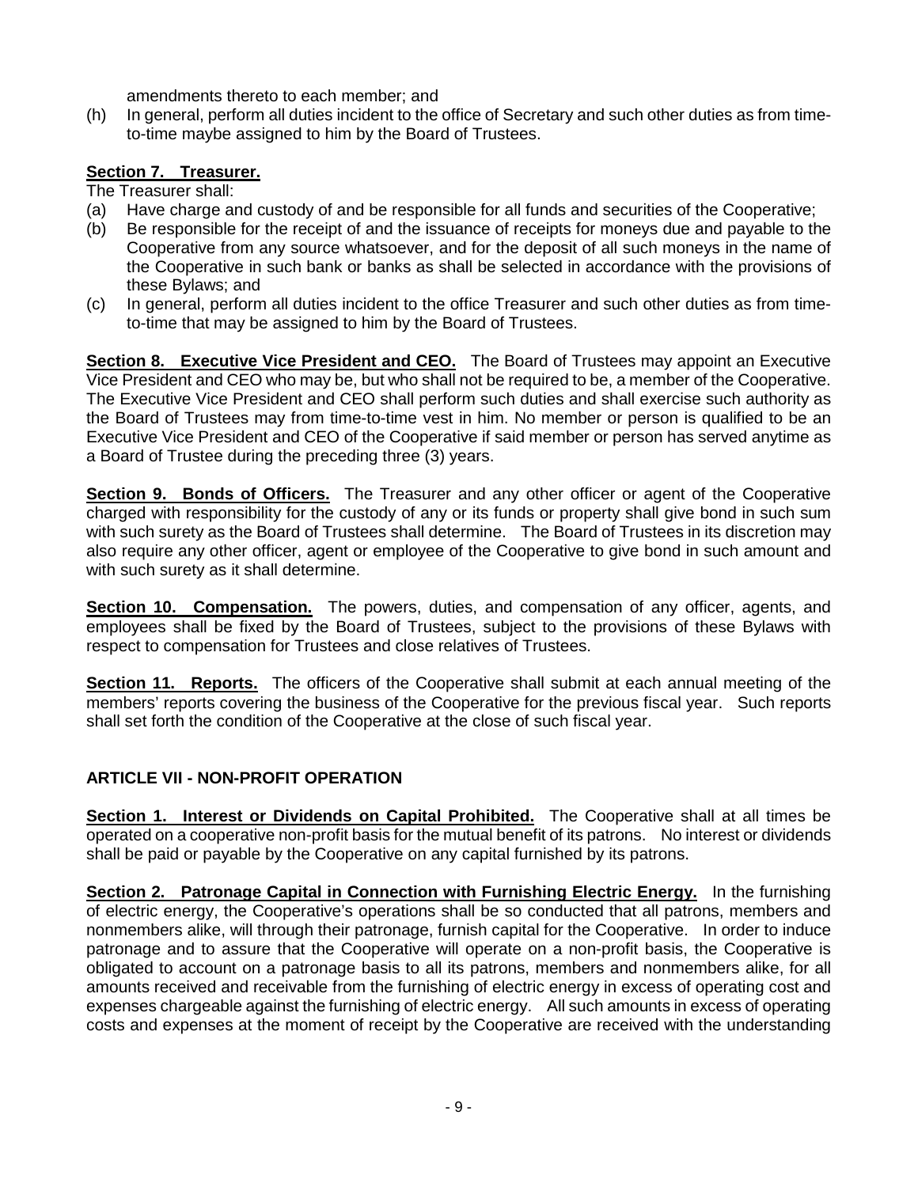amendments thereto to each member; and

(h) In general, perform all duties incident to the office of Secretary and such other duties as from time-to-time maybe assigned to him by the Board of Trustees.

**Section 7. Treasurer.**

The Treasurer shall:

(a) Have charge and custody of and be responsible for all funds and securities of the Cooperative;

(b) Be responsible for the receipt of and the issuance of receipts for moneys due and payable to the Cooperative from any source whatsoever, and for the deposit of all such moneys in the name of the Cooperative in such bank or banks as shall be selected in accordance with the provisions of these Bylaws; and

(c) In general, perform all duties incident to the office Treasurer and such other duties as from time-to-time that may be assigned to him by the Board of Trustees.

**Section 8. Executive Vice President and CEO.** The Board of Trustees may appoint an Executive Vice President and CEO who may be, but who shall not be required to be, a member of the Cooperative. The Executive Vice President and CEO shall perform such duties and shall exercise such authority as the Board of Trustees may from time-to-time vest in him. No member or person is qualified to be an Executive Vice President and CEO of the Cooperative if said member or person has served anytime as a Board of Trustee during the preceding three (3) years.

**Section 9. Bonds of Officers.** The Treasurer and any other officer or agent of the Cooperative charged with responsibility for the custody of any or its funds or property shall give bond in such sum with such surety as the Board of Trustees shall determine. The Board of Trustees in its discretion may also require any other officer, agent or employee of the Cooperative to give bond in such amount and with such surety as it shall determine.

**Section 10. Compensation.** The powers, duties, and compensation of any officer, agents, and employees shall be fixed by the Board of Trustees, subject to the provisions of these Bylaws with respect to compensation for Trustees and close relatives of Trustees.

**Section 11. Reports.** The officers of the Cooperative shall submit at each annual meeting of the members' reports covering the business of the Cooperative for the previous fiscal year. Such reports shall set forth the condition of the Cooperative at the close of such fiscal year.

## ARTICLE VII - NON-PROFIT OPERATION

**Section 1. Interest or Dividends on Capital Prohibited.** The Cooperative shall at all times be operated on a cooperative non-profit basis for the mutual benefit of its patrons. No interest or dividends shall be paid or payable by the Cooperative on any capital furnished by its patrons.

**Section 2. Patronage Capital in Connection with Furnishing Electric Energy.** In the furnishing of electric energy, the Cooperative's operations shall be so conducted that all patrons, members and nonmembers alike, will through their patronage, furnish capital for the Cooperative. In order to induce patronage and to assure that the Cooperative will operate on a non-profit basis, the Cooperative is obligated to account on a patronage basis to all its patrons, members and nonmembers alike, for all amounts received and receivable from the furnishing of electric energy in excess of operating cost and expenses chargeable against the furnishing of electric energy. All such amounts in excess of operating costs and expenses at the moment of receipt by the Cooperative are received with the understanding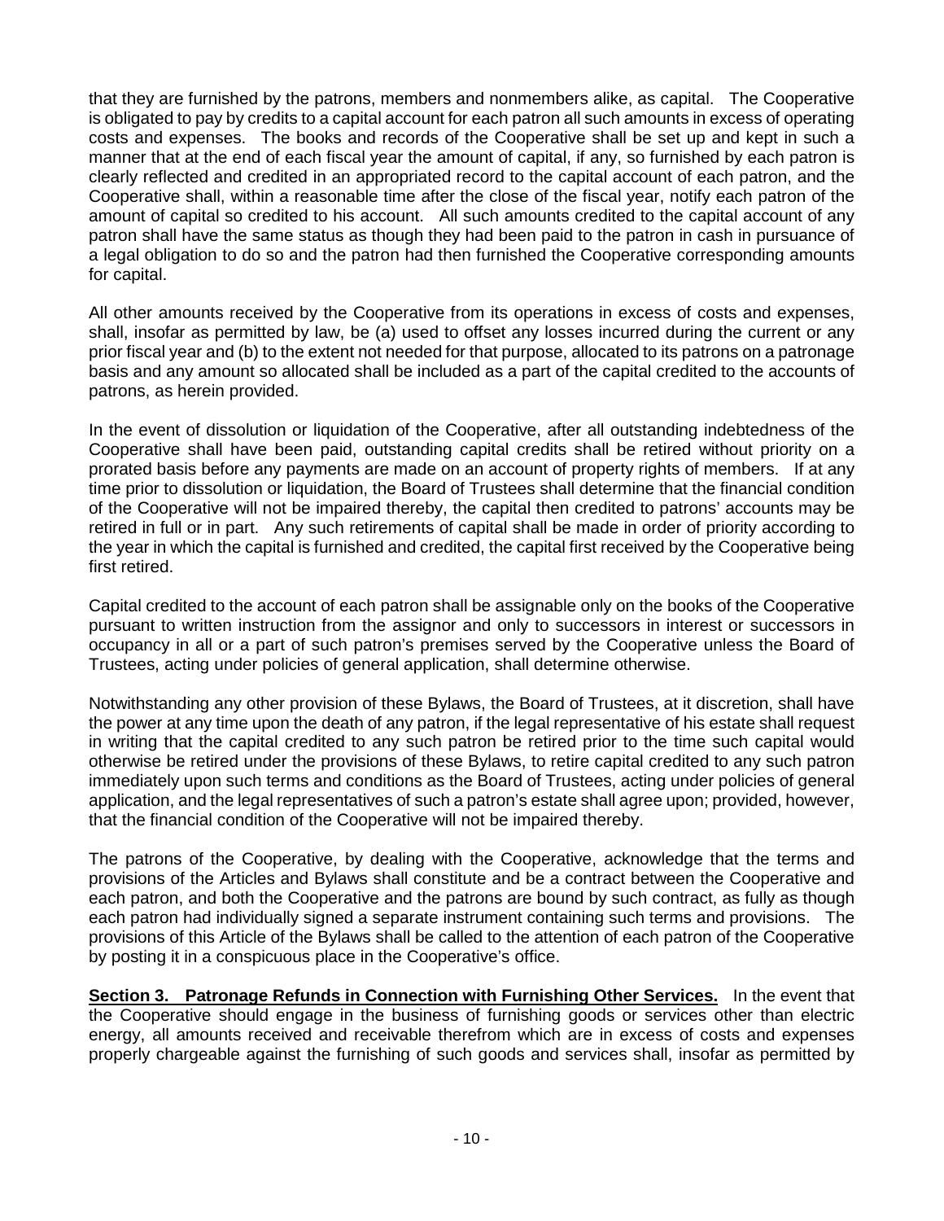that they are furnished by the patrons, members and nonmembers alike, as capital. The Cooperative is obligated to pay by credits to a capital account for each patron all such amounts in excess of operating costs and expenses. The books and records of the Cooperative shall be set up and kept in such a manner that at the end of each fiscal year the amount of capital, if any, so furnished by each patron is clearly reflected and credited in an appropriated record to the capital account of each patron, and the Cooperative shall, within a reasonable time after the close of the fiscal year, notify each patron of the amount of capital so credited to his account. All such amounts credited to the capital account of any patron shall have the same status as though they had been paid to the patron in cash in pursuance of a legal obligation to do so and the patron had then furnished the Cooperative corresponding amounts for capital.

All other amounts received by the Cooperative from its operations in excess of costs and expenses, shall, insofar as permitted by law, be (a) used to offset any losses incurred during the current or any prior fiscal year and (b) to the extent not needed for that purpose, allocated to its patrons on a patronage basis and any amount so allocated shall be included as a part of the capital credited to the accounts of patrons, as herein provided.

In the event of dissolution or liquidation of the Cooperative, after all outstanding indebtedness of the Cooperative shall have been paid, outstanding capital credits shall be retired without priority on a prorated basis before any payments are made on an account of property rights of members. If at any time prior to dissolution or liquidation, the Board of Trustees shall determine that the financial condition of the Cooperative will not be impaired thereby, the capital then credited to patrons' accounts may be retired in full or in part. Any such retirements of capital shall be made in order of priority according to the year in which the capital is furnished and credited, the capital first received by the Cooperative being first retired.

Capital credited to the account of each patron shall be assignable only on the books of the Cooperative pursuant to written instruction from the assignor and only to successors in interest or successors in occupancy in all or a part of such patron's premises served by the Cooperative unless the Board of Trustees, acting under policies of general application, shall determine otherwise.

Notwithstanding any other provision of these Bylaws, the Board of Trustees, at it discretion, shall have the power at any time upon the death of any patron, if the legal representative of his estate shall request in writing that the capital credited to any such patron be retired prior to the time such capital would otherwise be retired under the provisions of these Bylaws, to retire capital credited to any such patron immediately upon such terms and conditions as the Board of Trustees, acting under policies of general application, and the legal representatives of such a patron's estate shall agree upon; provided, however, that the financial condition of the Cooperative will not be impaired thereby.

The patrons of the Cooperative, by dealing with the Cooperative, acknowledge that the terms and provisions of the Articles and Bylaws shall constitute and be a contract between the Cooperative and each patron, and both the Cooperative and the patrons are bound by such contract, as fully as though each patron had individually signed a separate instrument containing such terms and provisions. The provisions of this Article of the Bylaws shall be called to the attention of each patron of the Cooperative by posting it in a conspicuous place in the Cooperative's office.

**Section 3. Patronage Refunds in Connection with Furnishing Other Services.** In the event that the Cooperative should engage in the business of furnishing goods or services other than electric energy, all amounts received and receivable therefrom which are in excess of costs and expenses properly chargeable against the furnishing of such goods and services shall, insofar as permitted by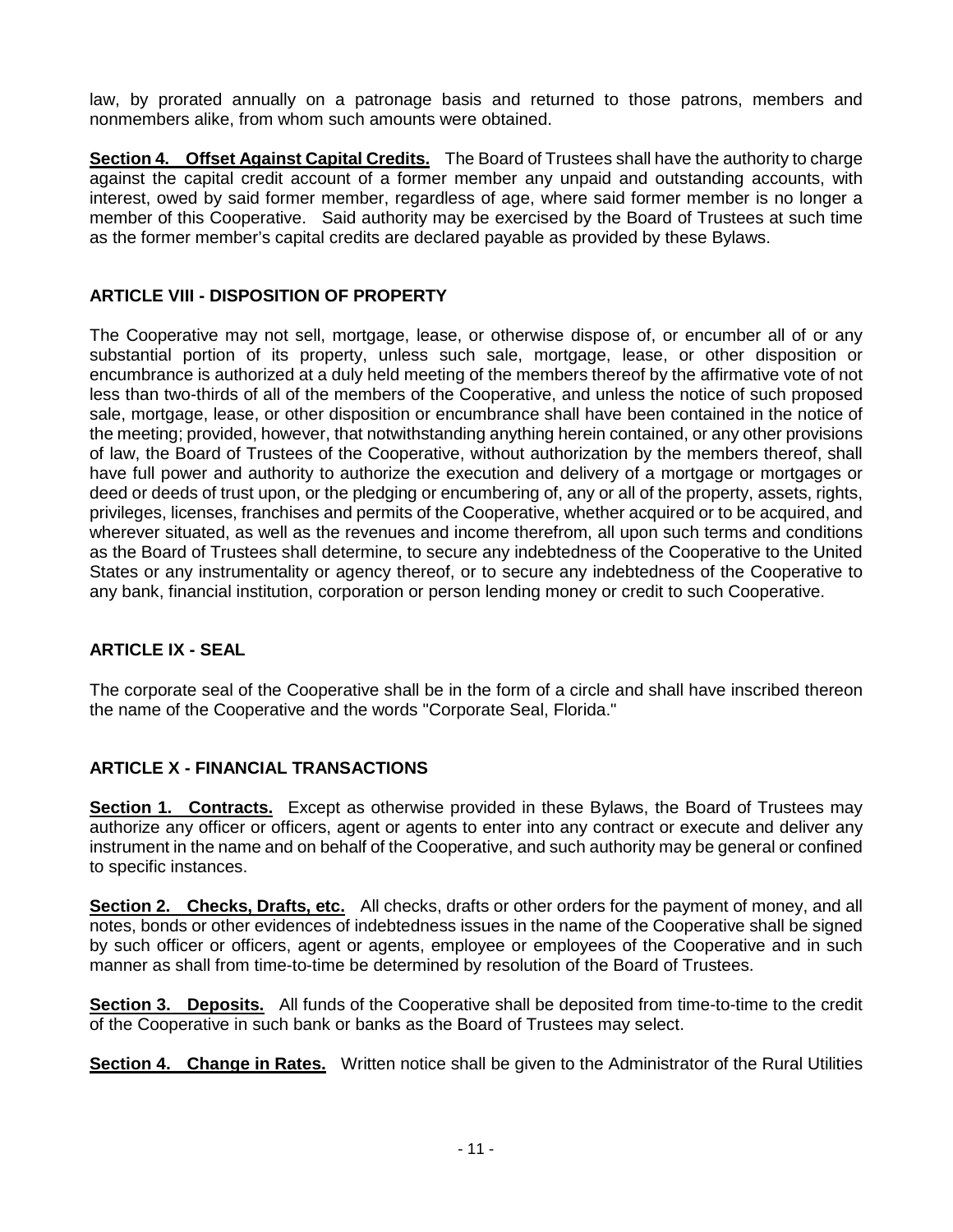law, by prorated annually on a patronage basis and returned to those patrons, members and nonmembers alike, from whom such amounts were obtained.

**Section 4. Offset Against Capital Credits.** The Board of Trustees shall have the authority to charge against the capital credit account of a former member any unpaid and outstanding accounts, with interest, owed by said former member, regardless of age, where said former member is no longer a member of this Cooperative. Said authority may be exercised by the Board of Trustees at such time as the former member's capital credits are declared payable as provided by these Bylaws.

## ARTICLE VIII - DISPOSITION OF PROPERTY

The Cooperative may not sell, mortgage, lease, or otherwise dispose of, or encumber all of or any substantial portion of its property, unless such sale, mortgage, lease, or other disposition or encumbrance is authorized at a duly held meeting of the members thereof by the affirmative vote of not less than two-thirds of all of the members of the Cooperative, and unless the notice of such proposed sale, mortgage, lease, or other disposition or encumbrance shall have been contained in the notice of the meeting; provided, however, that notwithstanding anything herein contained, or any other provisions of law, the Board of Trustees of the Cooperative, without authorization by the members thereof, shall have full power and authority to authorize the execution and delivery of a mortgage or mortgages or deed or deeds of trust upon, or the pledging or encumbering of, any or all of the property, assets, rights, privileges, licenses, franchises and permits of the Cooperative, whether acquired or to be acquired, and wherever situated, as well as the revenues and income therefrom, all upon such terms and conditions as the Board of Trustees shall determine, to secure any indebtedness of the Cooperative to the United States or any instrumentality or agency thereof, or to secure any indebtedness of the Cooperative to any bank, financial institution, corporation or person lending money or credit to such Cooperative.

## ARTICLE IX - SEAL

The corporate seal of the Cooperative shall be in the form of a circle and shall have inscribed thereon the name of the Cooperative and the words "Corporate Seal, Florida."

## ARTICLE X - FINANCIAL TRANSACTIONS

**Section 1. Contracts.** Except as otherwise provided in these Bylaws, the Board of Trustees may authorize any officer or officers, agent or agents to enter into any contract or execute and deliver any instrument in the name and on behalf of the Cooperative, and such authority may be general or confined to specific instances.

**Section 2. Checks, Drafts, etc.** All checks, drafts or other orders for the payment of money, and all notes, bonds or other evidences of indebtedness issues in the name of the Cooperative shall be signed by such officer or officers, agent or agents, employee or employees of the Cooperative and in such manner as shall from time-to-time be determined by resolution of the Board of Trustees.

**Section 3. Deposits.** All funds of the Cooperative shall be deposited from time-to-time to the credit of the Cooperative in such bank or banks as the Board of Trustees may select.

**Section 4. Change in Rates.** Written notice shall be given to the Administrator of the Rural Utilities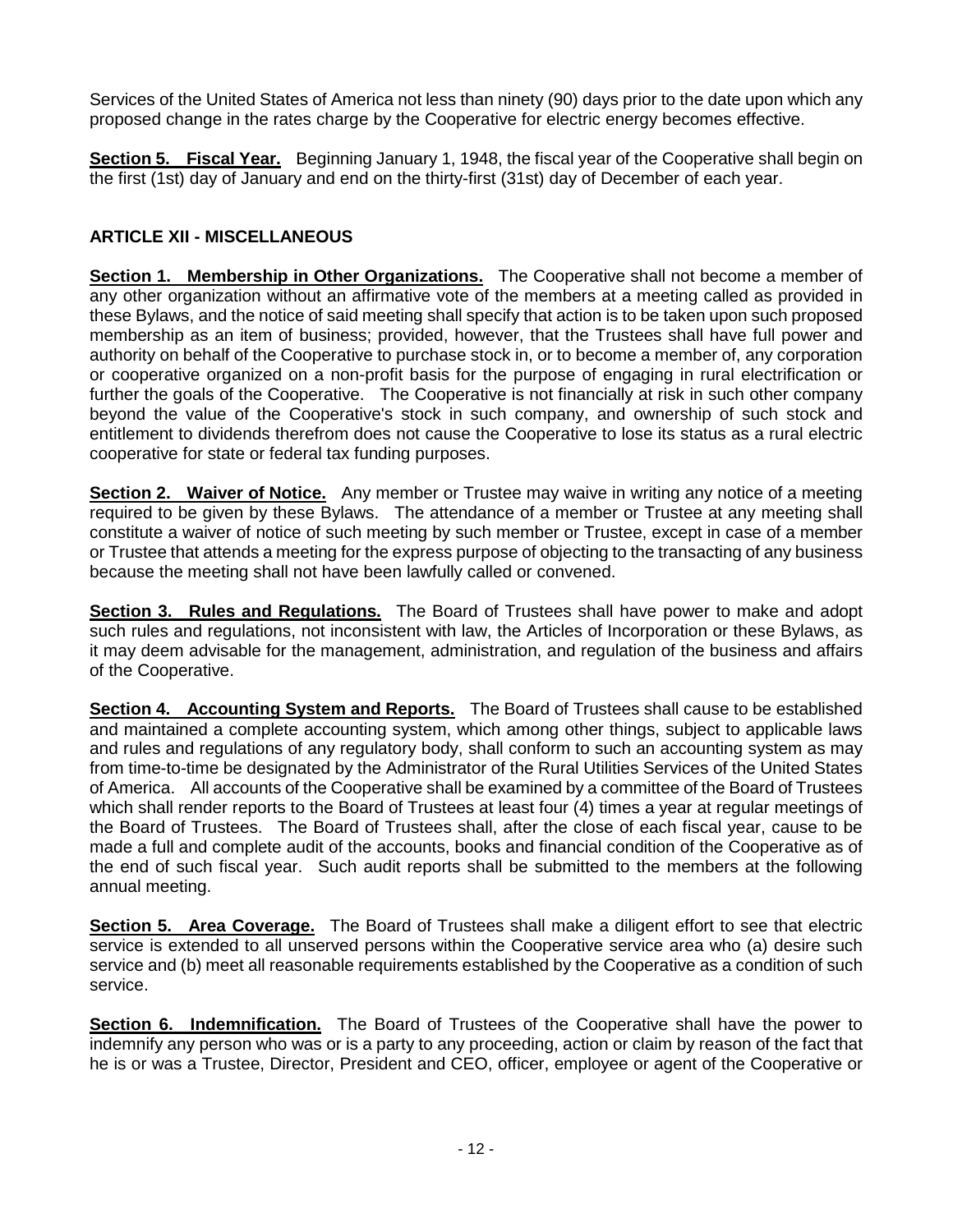Services of the United States of America not less than ninety (90) days prior to the date upon which any proposed change in the rates charge by the Cooperative for electric energy becomes effective.

**Section 5. Fiscal Year.** Beginning January 1, 1948, the fiscal year of the Cooperative shall begin on the first (1st) day of January and end on the thirty-first (31st) day of December of each year.

## ARTICLE XII - MISCELLANEOUS

**Section 1. Membership in Other Organizations.** The Cooperative shall not become a member of any other organization without an affirmative vote of the members at a meeting called as provided in these Bylaws, and the notice of said meeting shall specify that action is to be taken upon such proposed membership as an item of business; provided, however, that the Trustees shall have full power and authority on behalf of the Cooperative to purchase stock in, or to become a member of, any corporation or cooperative organized on a non-profit basis for the purpose of engaging in rural electrification or further the goals of the Cooperative. The Cooperative is not financially at risk in such other company beyond the value of the Cooperative's stock in such company, and ownership of such stock and entitlement to dividends therefrom does not cause the Cooperative to lose its status as a rural electric cooperative for state or federal tax funding purposes.

**Section 2. Waiver of Notice.** Any member or Trustee may waive in writing any notice of a meeting required to be given by these Bylaws. The attendance of a member or Trustee at any meeting shall constitute a waiver of notice of such meeting by such member or Trustee, except in case of a member or Trustee that attends a meeting for the express purpose of objecting to the transacting of any business because the meeting shall not have been lawfully called or convened.

**Section 3. Rules and Regulations.** The Board of Trustees shall have power to make and adopt such rules and regulations, not inconsistent with law, the Articles of Incorporation or these Bylaws, as it may deem advisable for the management, administration, and regulation of the business and affairs of the Cooperative.

**Section 4. Accounting System and Reports.** The Board of Trustees shall cause to be established and maintained a complete accounting system, which among other things, subject to applicable laws and rules and regulations of any regulatory body, shall conform to such an accounting system as may from time-to-time be designated by the Administrator of the Rural Utilities Services of the United States of America. All accounts of the Cooperative shall be examined by a committee of the Board of Trustees which shall render reports to the Board of Trustees at least four (4) times a year at regular meetings of the Board of Trustees. The Board of Trustees shall, after the close of each fiscal year, cause to be made a full and complete audit of the accounts, books and financial condition of the Cooperative as of the end of such fiscal year. Such audit reports shall be submitted to the members at the following annual meeting.

**Section 5. Area Coverage.** The Board of Trustees shall make a diligent effort to see that electric service is extended to all unserved persons within the Cooperative service area who (a) desire such service and (b) meet all reasonable requirements established by the Cooperative as a condition of such service.

**Section 6. Indemnification.** The Board of Trustees of the Cooperative shall have the power to indemnify any person who was or is a party to any proceeding, action or claim by reason of the fact that he is or was a Trustee, Director, President and CEO, officer, employee or agent of the Cooperative or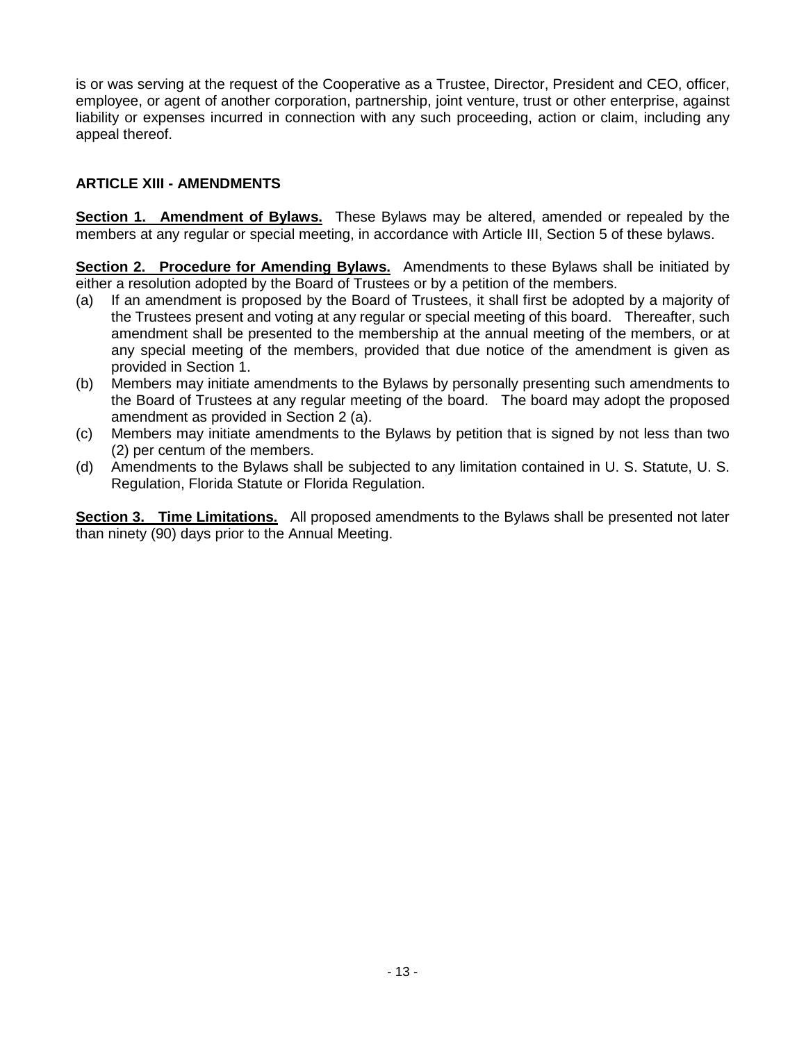is or was serving at the request of the Cooperative as a Trustee, Director, President and CEO, officer, employee, or agent of another corporation, partnership, joint venture, trust or other enterprise, against liability or expenses incurred in connection with any such proceeding, action or claim, including any appeal thereof.

## ARTICLE XIII - AMENDMENTS

**Section 1. Amendment of Bylaws.** These Bylaws may be altered, amended or repealed by the members at any regular or special meeting, in accordance with Article III, Section 5 of these bylaws.

**Section 2. Procedure for Amending Bylaws.** Amendments to these Bylaws shall be initiated by either a resolution adopted by the Board of Trustees or by a petition of the members.

(a) If an amendment is proposed by the Board of Trustees, it shall first be adopted by a majority of the Trustees present and voting at any regular or special meeting of this board. Thereafter, such amendment shall be presented to the membership at the annual meeting of the members, or at any special meeting of the members, provided that due notice of the amendment is given as provided in Section 1.

(b) Members may initiate amendments to the Bylaws by personally presenting such amendments to the Board of Trustees at any regular meeting of the board. The board may adopt the proposed amendment as provided in Section 2 (a).

(c) Members may initiate amendments to the Bylaws by petition that is signed by not less than two (2) per centum of the members.

(d) Amendments to the Bylaws shall be subjected to any limitation contained in U. S. Statute, U. S. Regulation, Florida Statute or Florida Regulation.

**Section 3. Time Limitations.** All proposed amendments to the Bylaws shall be presented not later than ninety (90) days prior to the Annual Meeting.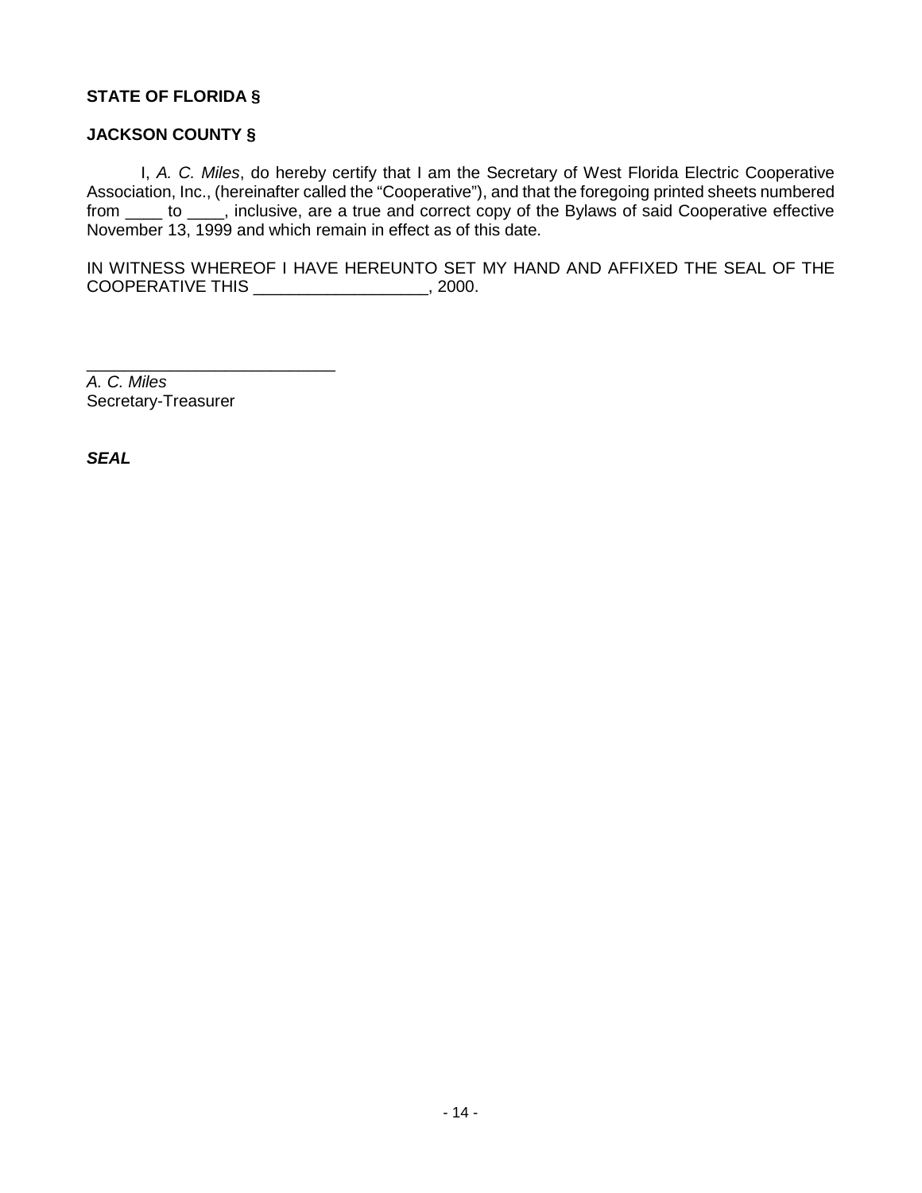**STATE OF FLORIDA §**

**JACKSON COUNTY §**

I, *A. C. Miles*, do hereby certify that I am the Secretary of West Florida Electric Cooperative Association, Inc., (hereinafter called the "Cooperative"), and that the foregoing printed sheets numbered from ____ to ____, inclusive, are a true and correct copy of the Bylaws of said Cooperative effective November 13, 1999 and which remain in effect as of this date.

IN WITNESS WHEREOF I HAVE HEREUNTO SET MY HAND AND AFFIXED THE SEAL OF THE COOPERATIVE THIS ___________________, 2000.

___________________________

*A. C. Miles*
Secretary-Treasurer

***SEAL***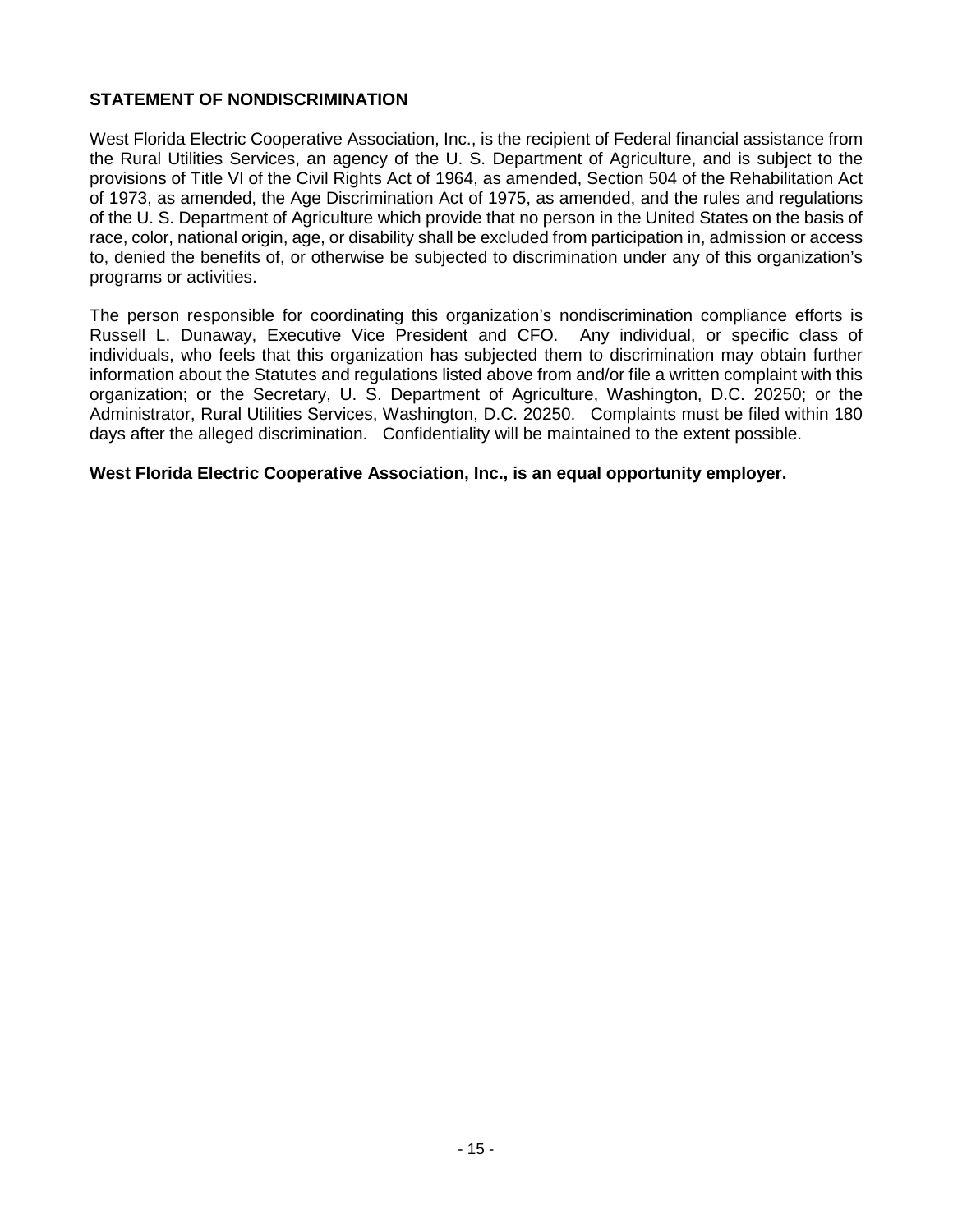## STATEMENT OF NONDISCRIMINATION

West Florida Electric Cooperative Association, Inc., is the recipient of Federal financial assistance from the Rural Utilities Services, an agency of the U. S. Department of Agriculture, and is subject to the provisions of Title VI of the Civil Rights Act of 1964, as amended, Section 504 of the Rehabilitation Act of 1973, as amended, the Age Discrimination Act of 1975, as amended, and the rules and regulations of the U. S. Department of Agriculture which provide that no person in the United States on the basis of race, color, national origin, age, or disability shall be excluded from participation in, admission or access to, denied the benefits of, or otherwise be subjected to discrimination under any of this organization's programs or activities.

The person responsible for coordinating this organization's nondiscrimination compliance efforts is Russell L. Dunaway, Executive Vice President and CFO. Any individual, or specific class of individuals, who feels that this organization has subjected them to discrimination may obtain further information about the Statutes and regulations listed above from and/or file a written complaint with this organization; or the Secretary, U. S. Department of Agriculture, Washington, D.C. 20250; or the Administrator, Rural Utilities Services, Washington, D.C. 20250. Complaints must be filed within 180 days after the alleged discrimination. Confidentiality will be maintained to the extent possible.

**West Florida Electric Cooperative Association, Inc., is an equal opportunity employer.**